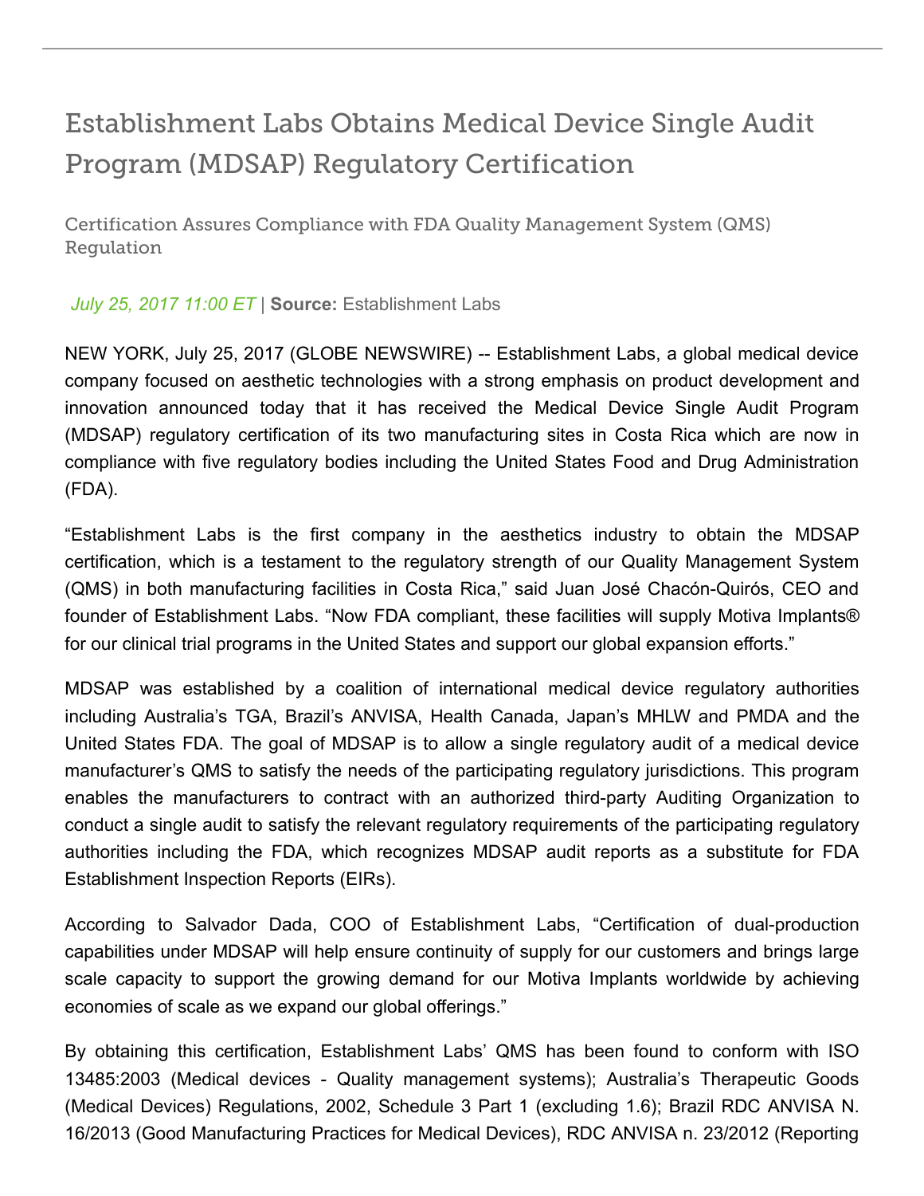# Establishment Labs Obtains Medical Device Single Audit Program (MDSAP) Regulatory Certification

## Certification Assures Compliance with FDA Quality Management System (QMS) Regulation

*July 25, 2017 11:00 ET* | **Source:** Establishment Labs

NEW YORK, July 25, 2017 (GLOBE NEWSWIRE) -- Establishment Labs, a global medical device company focused on aesthetic technologies with a strong emphasis on product development and innovation announced today that it has received the Medical Device Single Audit Program (MDSAP) regulatory certification of its two manufacturing sites in Costa Rica which are now in compliance with five regulatory bodies including the United States Food and Drug Administration (FDA).

"Establishment Labs is the first company in the aesthetics industry to obtain the MDSAP certification, which is a testament to the regulatory strength of our Quality Management System (QMS) in both manufacturing facilities in Costa Rica," said Juan José Chacón-Quirós, CEO and founder of Establishment Labs. "Now FDA compliant, these facilities will supply Motiva Implants® for our clinical trial programs in the United States and support our global expansion efforts."

MDSAP was established by a coalition of international medical device regulatory authorities including Australia's TGA, Brazil's ANVISA, Health Canada, Japan's MHLW and PMDA and the United States FDA. The goal of MDSAP is to allow a single regulatory audit of a medical device manufacturer's QMS to satisfy the needs of the participating regulatory jurisdictions. This program enables the manufacturers to contract with an authorized third-party Auditing Organization to conduct a single audit to satisfy the relevant regulatory requirements of the participating regulatory authorities including the FDA, which recognizes MDSAP audit reports as a substitute for FDA Establishment Inspection Reports (EIRs).

According to Salvador Dada, COO of Establishment Labs, "Certification of dual-production capabilities under MDSAP will help ensure continuity of supply for our customers and brings large scale capacity to support the growing demand for our Motiva Implants worldwide by achieving economies of scale as we expand our global offerings."

By obtaining this certification, Establishment Labs' QMS has been found to conform with ISO 13485:2003 (Medical devices - Quality management systems); Australia's Therapeutic Goods (Medical Devices) Regulations, 2002, Schedule 3 Part 1 (excluding 1.6); Brazil RDC ANVISA N. 16/2013 (Good Manufacturing Practices for Medical Devices), RDC ANVISA n. 23/2012 (Reporting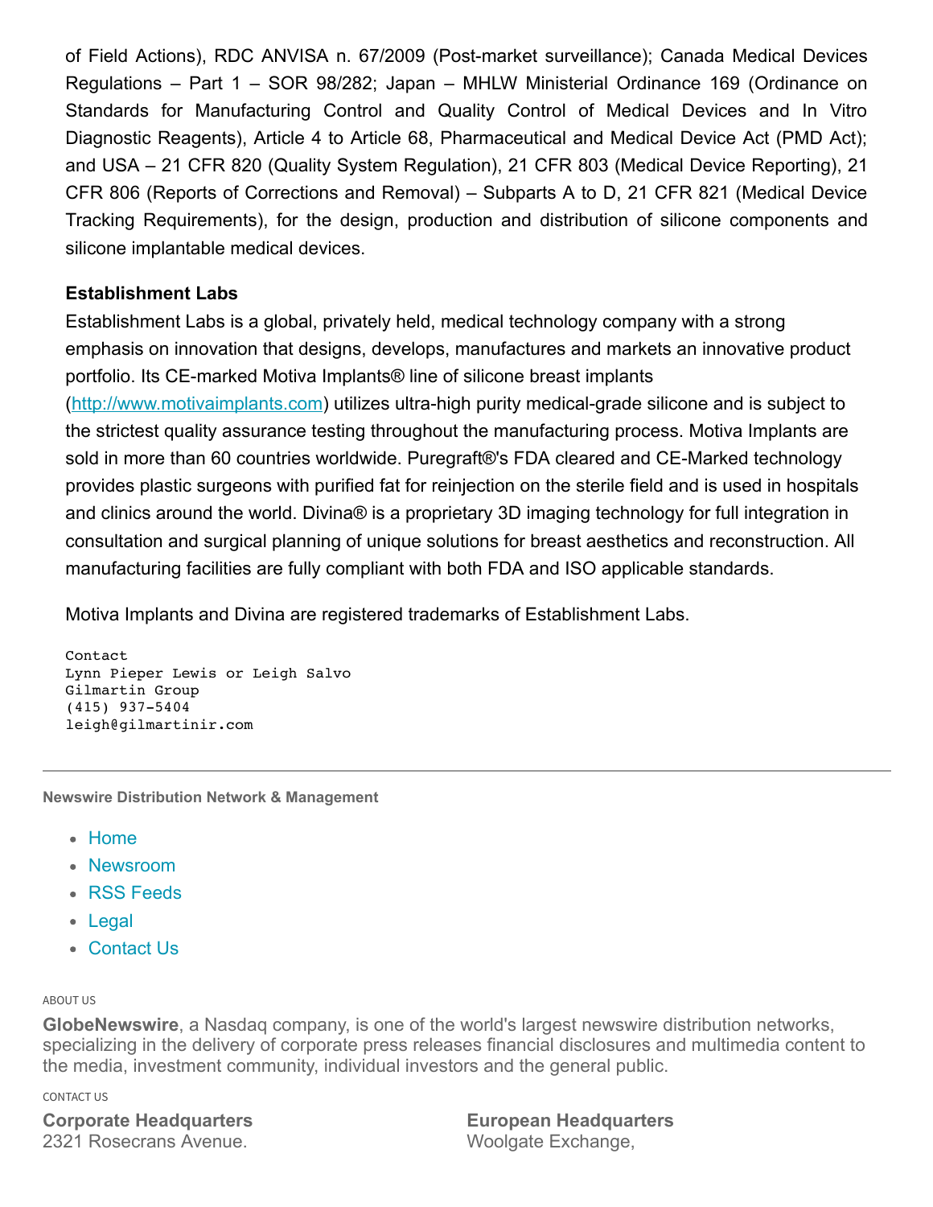of Field Actions), RDC ANVISA n. 67/2009 (Post-market surveillance); Canada Medical Devices Regulations – Part 1 – SOR 98/282; Japan – MHLW Ministerial Ordinance 169 (Ordinance on Standards for Manufacturing Control and Quality Control of Medical Devices and In Vitro Diagnostic Reagents), Article 4 to Article 68, Pharmaceutical and Medical Device Act (PMD Act); and USA – 21 CFR 820 (Quality System Regulation), 21 CFR 803 (Medical Device Reporting), 21 CFR 806 (Reports of Corrections and Removal) – Subparts A to D, 21 CFR 821 (Medical Device Tracking Requirements), for the design, production and distribution of silicone components and silicone implantable medical devices.

**Establishment Labs**

Establishment Labs is a global, privately held, medical technology company with a strong emphasis on innovation that designs, develops, manufactures and markets an innovative product portfolio. Its CE-marked Motiva Implants® line of silicone breast implants ([http://www.motivaimplants.com](http://www.motivaimplants.com)) utilizes ultra-high purity medical-grade silicone and is subject to the strictest quality assurance testing throughout the manufacturing process. Motiva Implants are sold in more than 60 countries worldwide. Puregraft®'s FDA cleared and CE-Marked technology provides plastic surgeons with purified fat for reinjection on the sterile field and is used in hospitals and clinics around the world. Divina® is a proprietary 3D imaging technology for full integration in consultation and surgical planning of unique solutions for breast aesthetics and reconstruction. All manufacturing facilities are fully compliant with both FDA and ISO applicable standards.

Motiva Implants and Divina are registered trademarks of Establishment Labs.

```
Contact
Lynn Pieper Lewis or Leigh Salvo
Gilmartin Group
(415) 937-5404
leigh@gilmartinir.com
```

---

**Newswire Distribution Network & Management**

- Home
- Newsroom
- RSS Feeds
- Legal
- Contact Us

ABOUT US

**GlobeNewswire**, a Nasdaq company, is one of the world's largest newswire distribution networks, specializing in the delivery of corporate press releases financial disclosures and multimedia content to the media, investment community, individual investors and the general public.

CONTACT US

**Corporate Headquarters**
2321 Rosecrans Avenue.

**European Headquarters**
Woolgate Exchange,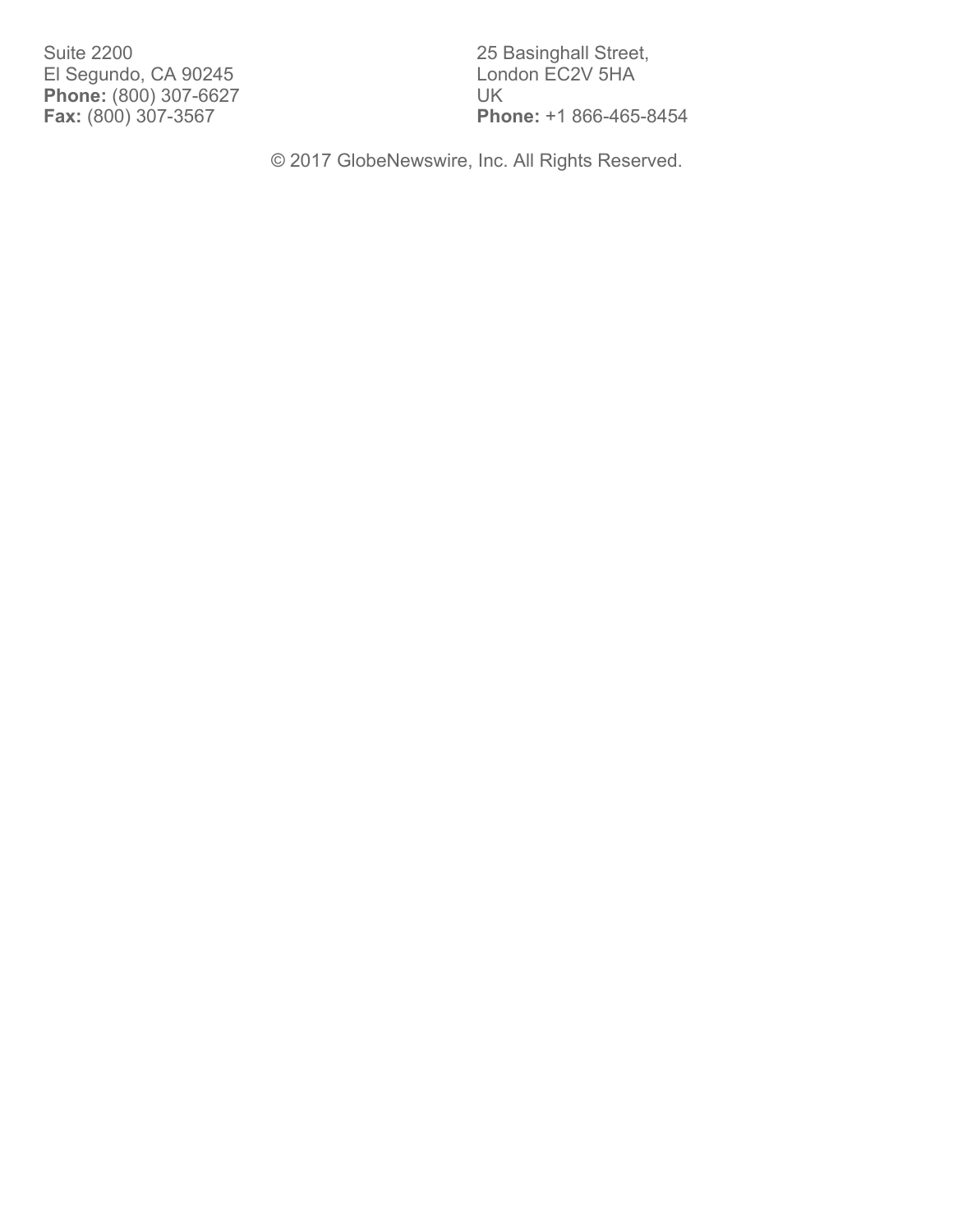Suite 2200
El Segundo, CA 90245
**Phone:** (800) 307-6627
**Fax:** (800) 307-3567

25 Basinghall Street,
London EC2V 5HA
UK
**Phone:** +1 866-465-8454

© 2017 GlobeNewswire, Inc. All Rights Reserved.